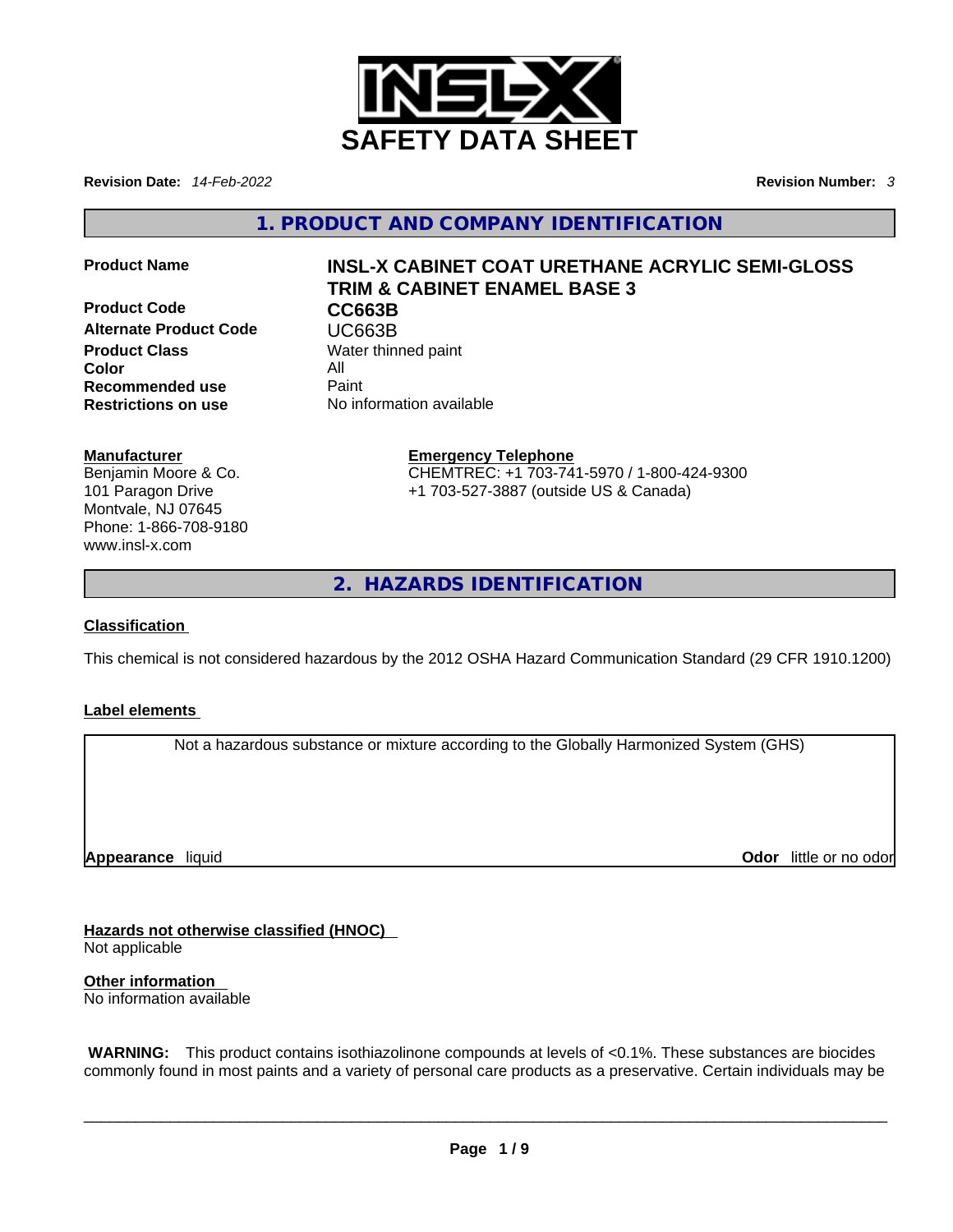# SAFETY DATA SHEET

**Revision Date:** *14-Feb-2022* **Revision Number:** *3*

## 1. PRODUCT AND COMPANY IDENTIFICATION

| | |
|---|---|
| **Product Name** | **INSL-X CABINET COAT URETHANE ACRYLIC SEMI-GLOSS TRIM & CABINET ENAMEL BASE 3** |
| **Product Code** | **CC663B** |
| **Alternate Product Code** | UC663B |
| **Product Class** | Water thinned paint |
| **Color** | All |
| **Recommended use** | Paint |
| **Restrictions on use** | No information available |

**Manufacturer**
Benjamin Moore & Co.
101 Paragon Drive
Montvale, NJ 07645
Phone: 1-866-708-9180
www.insl-x.com

**Emergency Telephone**
CHEMTREC: +1 703-741-5970 / 1-800-424-9300
+1 703-527-3887 (outside US & Canada)

## 2. HAZARDS IDENTIFICATION

**Classification**

This chemical is not considered hazardous by the 2012 OSHA Hazard Communication Standard (29 CFR 1910.1200)

**Label elements**

Not a hazardous substance or mixture according to the Globally Harmonized System (GHS)

**Appearance** liquid **Odor** little or no odor

**Hazards not otherwise classified (HNOC)**
Not applicable

**Other information**
No information available

**WARNING:** This product contains isothiazolinone compounds at levels of <0.1%. These substances are biocides commonly found in most paints and a variety of personal care products as a preservative. Certain individuals may be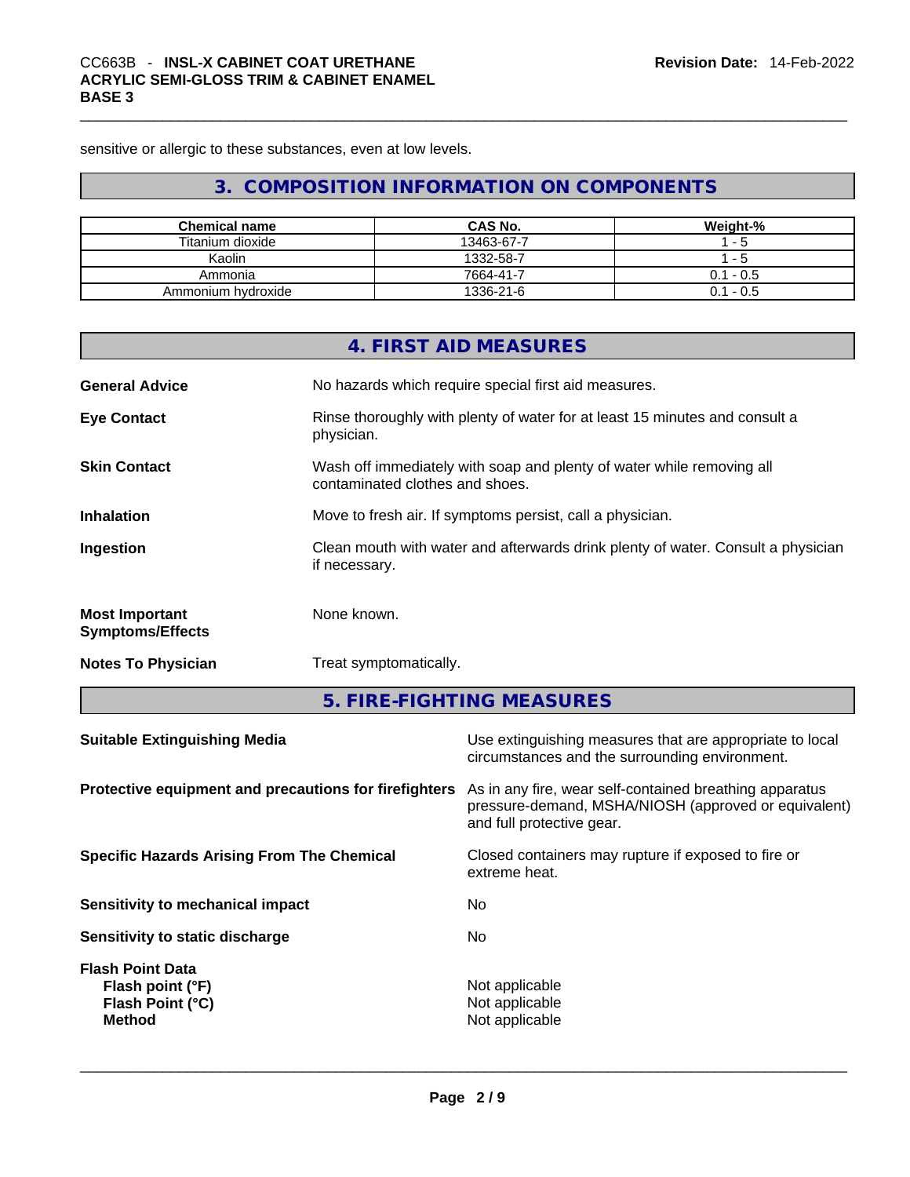sensitive or allergic to these substances, even at low levels.

## 3. COMPOSITION INFORMATION ON COMPONENTS

| Chemical name | CAS No. | Weight-% |
|---|---|---|
| Titanium dioxide | 13463-67-7 | 1 - 5 |
| Kaolin | 1332-58-7 | 1 - 5 |
| Ammonia | 7664-41-7 | 0.1 - 0.5 |
| Ammonium hydroxide | 1336-21-6 | 0.1 - 0.5 |

## 4. FIRST AID MEASURES

**General Advice**: No hazards which require special first aid measures.

**Eye Contact**: Rinse thoroughly with plenty of water for at least 15 minutes and consult a physician.

**Skin Contact**: Wash off immediately with soap and plenty of water while removing all contaminated clothes and shoes.

**Inhalation**: Move to fresh air. If symptoms persist, call a physician.

**Ingestion**: Clean mouth with water and afterwards drink plenty of water. Consult a physician if necessary.

**Most Important Symptoms/Effects**: None known.

**Notes To Physician**: Treat symptomatically.

## 5. FIRE-FIGHTING MEASURES

**Suitable Extinguishing Media**: Use extinguishing measures that are appropriate to local circumstances and the surrounding environment.

**Protective equipment and precautions for firefighters**: As in any fire, wear self-contained breathing apparatus pressure-demand, MSHA/NIOSH (approved or equivalent) and full protective gear.

**Specific Hazards Arising From The Chemical**: Closed containers may rupture if exposed to fire or extreme heat.

**Sensitivity to mechanical impact**: No

**Sensitivity to static discharge**: No

**Flash Point Data**
- **Flash point (°F)**: Not applicable
- **Flash Point (°C)**: Not applicable
- **Method**: Not applicable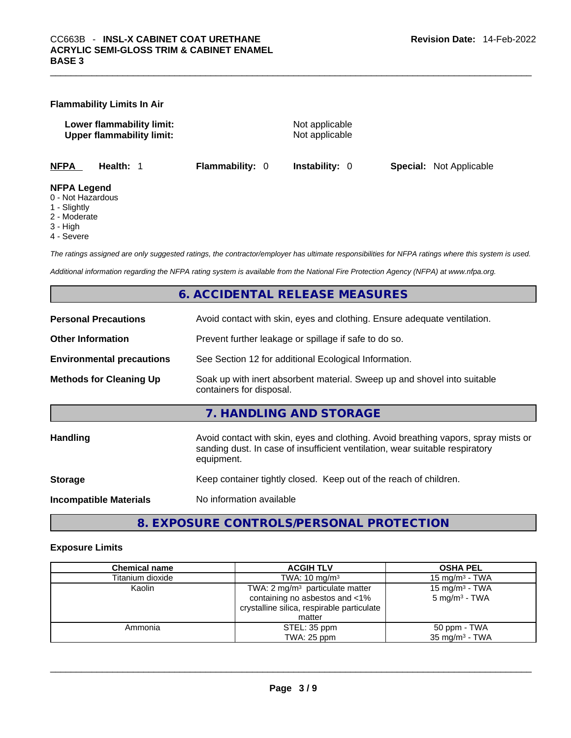### Flammability Limits In Air

**Lower flammability limit:** Not applicable
**Upper flammability limit:** Not applicable

**NFPA** **Health:** 1 **Flammability:** 0 **Instability:** 0 **Special:** Not Applicable

**NFPA Legend**
0 - Not Hazardous
1 - Slightly
2 - Moderate
3 - High
4 - Severe

*The ratings assigned are only suggested ratings, the contractor/employer has ultimate responsibilities for NFPA ratings where this system is used.*

*Additional information regarding the NFPA rating system is available from the National Fire Protection Agency (NFPA) at www.nfpa.org.*

## 6. ACCIDENTAL RELEASE MEASURES

**Personal Precautions** Avoid contact with skin, eyes and clothing. Ensure adequate ventilation.

**Other Information** Prevent further leakage or spillage if safe to do so.

**Environmental precautions** See Section 12 for additional Ecological Information.

**Methods for Cleaning Up** Soak up with inert absorbent material. Sweep up and shovel into suitable containers for disposal.

## 7. HANDLING AND STORAGE

**Handling** Avoid contact with skin, eyes and clothing. Avoid breathing vapors, spray mists or sanding dust. In case of insufficient ventilation, wear suitable respiratory equipment.

**Storage** Keep container tightly closed. Keep out of the reach of children.

**Incompatible Materials** No information available

## 8. EXPOSURE CONTROLS/PERSONAL PROTECTION

### Exposure Limits

| Chemical name | ACGIH TLV | OSHA PEL |
|---|---|---|
| Titanium dioxide | TWA: 10 mg/m³ | 15 mg/m³ - TWA |
| Kaolin | TWA: 2 mg/m³ particulate matter containing no asbestos and <1% crystalline silica, respirable particulate matter | 15 mg/m³ - TWA<br>5 mg/m³ - TWA |
| Ammonia | STEL: 35 ppm<br>TWA: 25 ppm | 50 ppm - TWA<br>35 mg/m³ - TWA |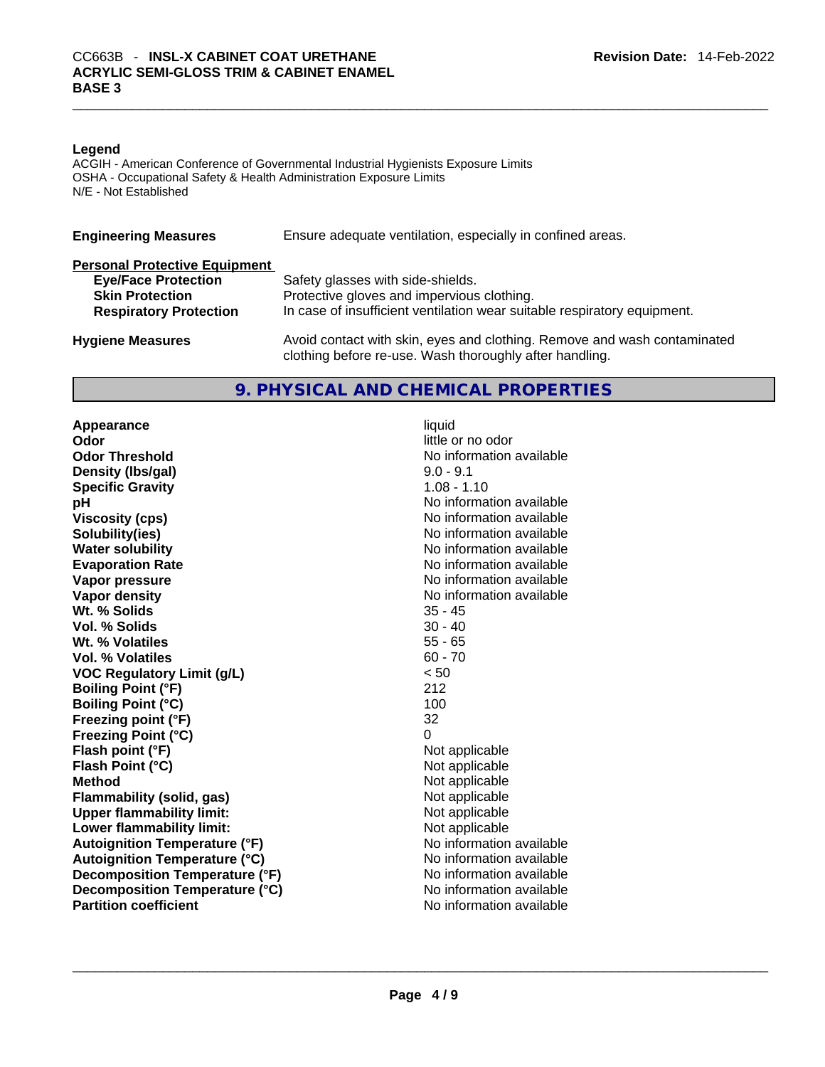**Legend**

ACGIH - American Conference of Governmental Industrial Hygienists Exposure Limits
OSHA - Occupational Safety & Health Administration Exposure Limits
N/E - Not Established

| | |
|---|---|
| **Engineering Measures** | Ensure adequate ventilation, especially in confined areas. |
| **Personal Protective Equipment** | |
| **Eye/Face Protection** | Safety glasses with side-shields. |
| **Skin Protection** | Protective gloves and impervious clothing. |
| **Respiratory Protection** | In case of insufficient ventilation wear suitable respiratory equipment. |
| **Hygiene Measures** | Avoid contact with skin, eyes and clothing. Remove and wash contaminated clothing before re-use. Wash thoroughly after handling. |

## 9. PHYSICAL AND CHEMICAL PROPERTIES

| | |
|---|---|
| **Appearance** | liquid |
| **Odor** | little or no odor |
| **Odor Threshold** | No information available |
| **Density (lbs/gal)** | 9.0 - 9.1 |
| **Specific Gravity** | 1.08 - 1.10 |
| **pH** | No information available |
| **Viscosity (cps)** | No information available |
| **Solubility(ies)** | No information available |
| **Water solubility** | No information available |
| **Evaporation Rate** | No information available |
| **Vapor pressure** | No information available |
| **Vapor density** | No information available |
| **Wt. % Solids** | 35 - 45 |
| **Vol. % Solids** | 30 - 40 |
| **Wt. % Volatiles** | 55 - 65 |
| **Vol. % Volatiles** | 60 - 70 |
| **VOC Regulatory Limit (g/L)** | < 50 |
| **Boiling Point (°F)** | 212 |
| **Boiling Point (°C)** | 100 |
| **Freezing point (°F)** | 32 |
| **Freezing Point (°C)** | 0 |
| **Flash point (°F)** | Not applicable |
| **Flash Point (°C)** | Not applicable |
| **Method** | Not applicable |
| **Flammability (solid, gas)** | Not applicable |
| **Upper flammability limit:** | Not applicable |
| **Lower flammability limit:** | Not applicable |
| **Autoignition Temperature (°F)** | No information available |
| **Autoignition Temperature (°C)** | No information available |
| **Decomposition Temperature (°F)** | No information available |
| **Decomposition Temperature (°C)** | No information available |
| **Partition coefficient** | No information available |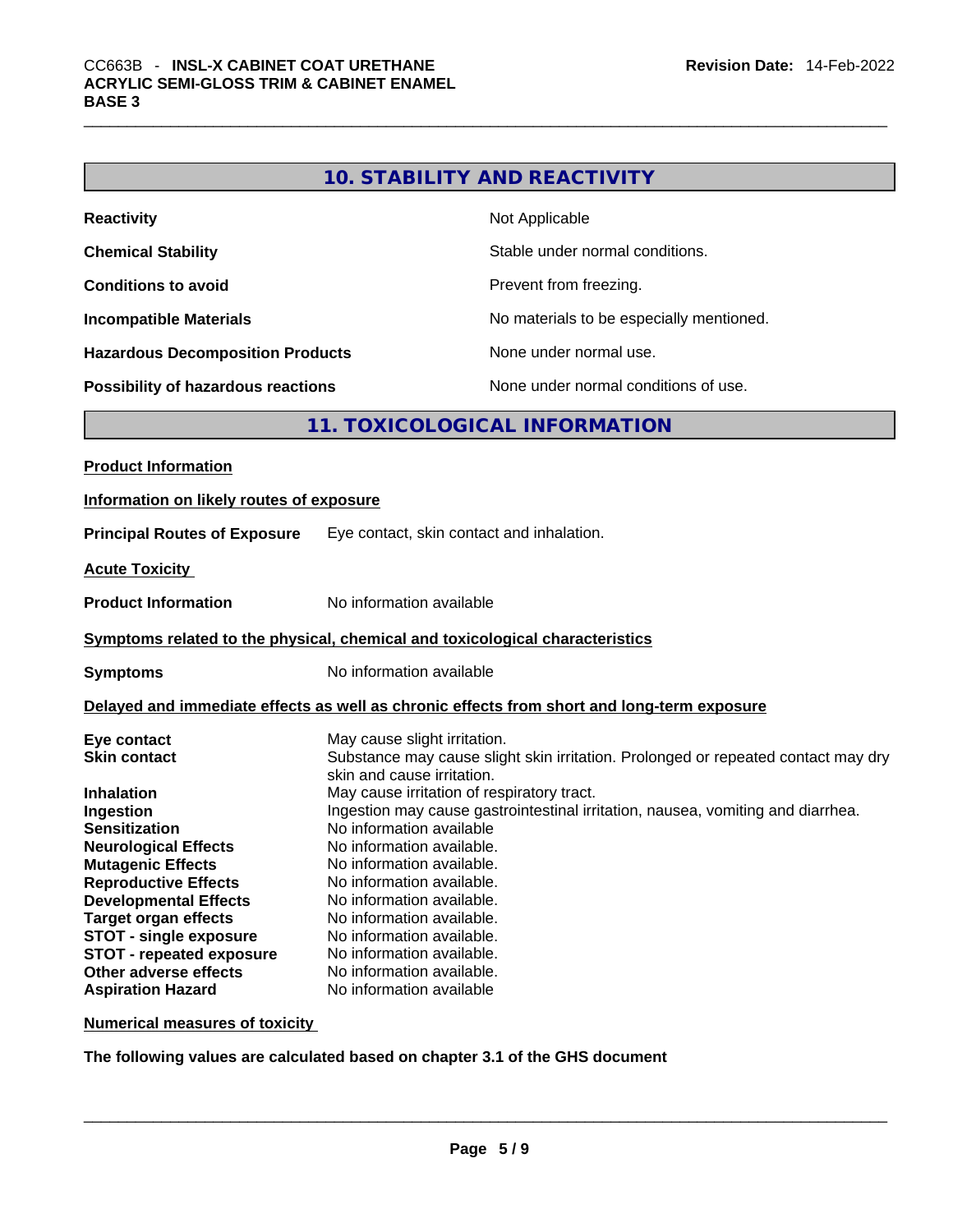## 10. STABILITY AND REACTIVITY

| | |
|---|---|
| **Reactivity** | Not Applicable |
| **Chemical Stability** | Stable under normal conditions. |
| **Conditions to avoid** | Prevent from freezing. |
| **Incompatible Materials** | No materials to be especially mentioned. |
| **Hazardous Decomposition Products** | None under normal use. |
| **Possibility of hazardous reactions** | None under normal conditions of use. |

## 11. TOXICOLOGICAL INFORMATION

**Product Information**

**Information on likely routes of exposure**

**Principal Routes of Exposure** Eye contact, skin contact and inhalation.

**Acute Toxicity**

**Product Information** No information available

**Symptoms related to the physical, chemical and toxicological characteristics**

**Symptoms** No information available

**Delayed and immediate effects as well as chronic effects from short and long-term exposure**

| | |
|---|---|
| **Eye contact** | May cause slight irritation. |
| **Skin contact** | Substance may cause slight skin irritation. Prolonged or repeated contact may dry skin and cause irritation. |
| **Inhalation** | May cause irritation of respiratory tract. |
| **Ingestion** | Ingestion may cause gastrointestinal irritation, nausea, vomiting and diarrhea. |
| **Sensitization** | No information available |
| **Neurological Effects** | No information available. |
| **Mutagenic Effects** | No information available. |
| **Reproductive Effects** | No information available. |
| **Developmental Effects** | No information available. |
| **Target organ effects** | No information available. |
| **STOT - single exposure** | No information available. |
| **STOT - repeated exposure** | No information available. |
| **Other adverse effects** | No information available. |
| **Aspiration Hazard** | No information available |

**Numerical measures of toxicity**

**The following values are calculated based on chapter 3.1 of the GHS document**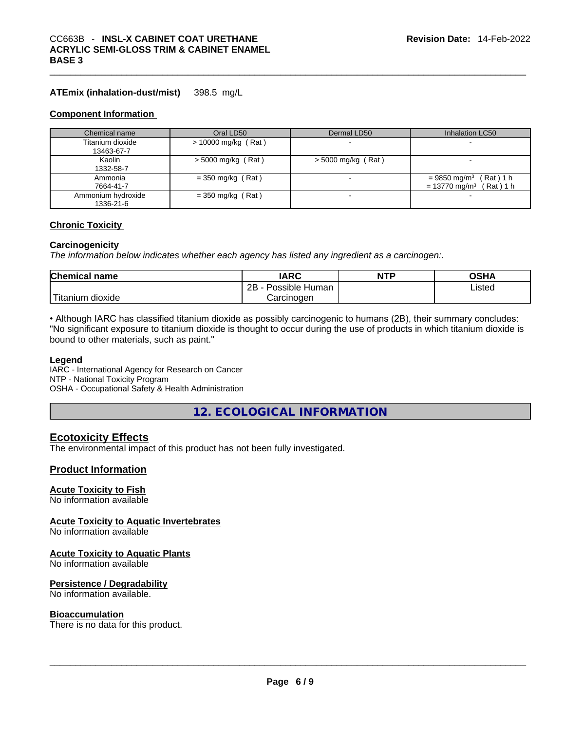**ATEmix (inhalation-dust/mist)** 398.5 mg/L

### Component Information

| Chemical name | Oral LD50 | Dermal LD50 | Inhalation LC50 |
|---|---|---|---|
| Titanium dioxide 13463-67-7 | > 10000 mg/kg ( Rat ) | - | - |
| Kaolin 1332-58-7 | > 5000 mg/kg ( Rat ) | > 5000 mg/kg ( Rat ) | - |
| Ammonia 7664-41-7 | = 350 mg/kg ( Rat ) | - | = 9850 mg/m³ ( Rat ) 1 h = 13770 mg/m³ ( Rat ) 1 h |
| Ammonium hydroxide 1336-21-6 | = 350 mg/kg ( Rat ) | - | - |

### Chronic Toxicity

**Carcinogenicity**

*The information below indicates whether each agency has listed any ingredient as a carcinogen:.*

| Chemical name | IARC | NTP | OSHA |
|---|---|---|---|
| Titanium dioxide | 2B - Possible Human Carcinogen | | Listed |

• Although IARC has classified titanium dioxide as possibly carcinogenic to humans (2B), their summary concludes: "No significant exposure to titanium dioxide is thought to occur during the use of products in which titanium dioxide is bound to other materials, such as paint."

**Legend**

IARC - International Agency for Research on Cancer
NTP - National Toxicity Program
OSHA - Occupational Safety & Health Administration

## 12. ECOLOGICAL INFORMATION

### Ecotoxicity Effects

The environmental impact of this product has not been fully investigated.

### Product Information

**Acute Toxicity to Fish**

No information available

**Acute Toxicity to Aquatic Invertebrates**

No information available

**Acute Toxicity to Aquatic Plants**

No information available

**Persistence / Degradability**

No information available.

**Bioaccumulation**

There is no data for this product.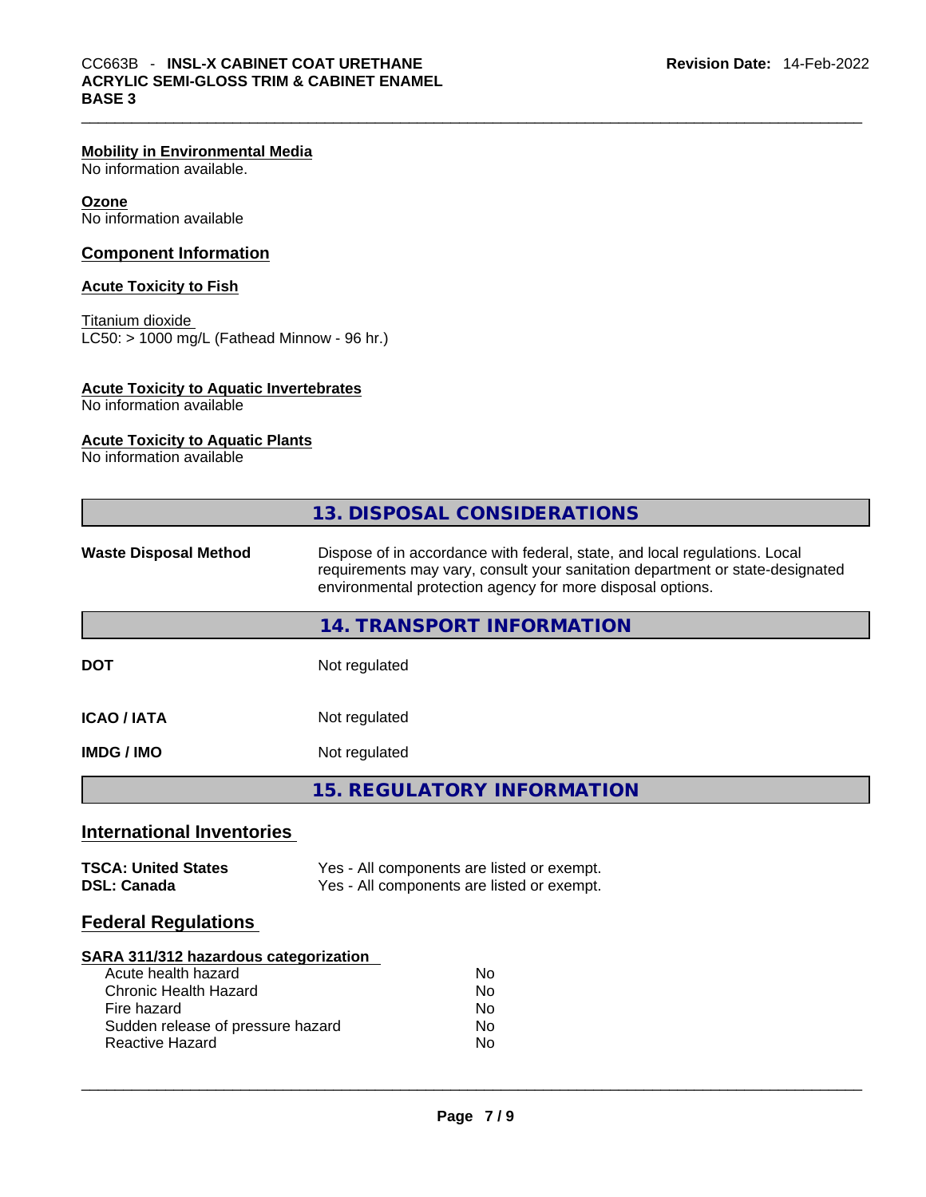#### Mobility in Environmental Media
No information available.

#### Ozone
No information available

### Component Information

#### Acute Toxicity to Fish

Titanium dioxide
LC50: > 1000 mg/L (Fathead Minnow - 96 hr.)

#### Acute Toxicity to Aquatic Invertebrates
No information available

#### Acute Toxicity to Aquatic Plants
No information available

## 13. DISPOSAL CONSIDERATIONS

**Waste Disposal Method** Dispose of in accordance with federal, state, and local regulations. Local requirements may vary, consult your sanitation department or state-designated environmental protection agency for more disposal options.

## 14. TRANSPORT INFORMATION

| | |
|---|---|
| **DOT** | Not regulated |
| **ICAO / IATA** | Not regulated |
| **IMDG / IMO** | Not regulated |

## 15. REGULATORY INFORMATION

### International Inventories

| | |
|---|---|
| **TSCA: United States** | Yes - All components are listed or exempt. |
| **DSL: Canada** | Yes - All components are listed or exempt. |

### Federal Regulations

#### SARA 311/312 hazardous categorization

| | |
|---|---|
| Acute health hazard | No |
| Chronic Health Hazard | No |
| Fire hazard | No |
| Sudden release of pressure hazard | No |
| Reactive Hazard | No |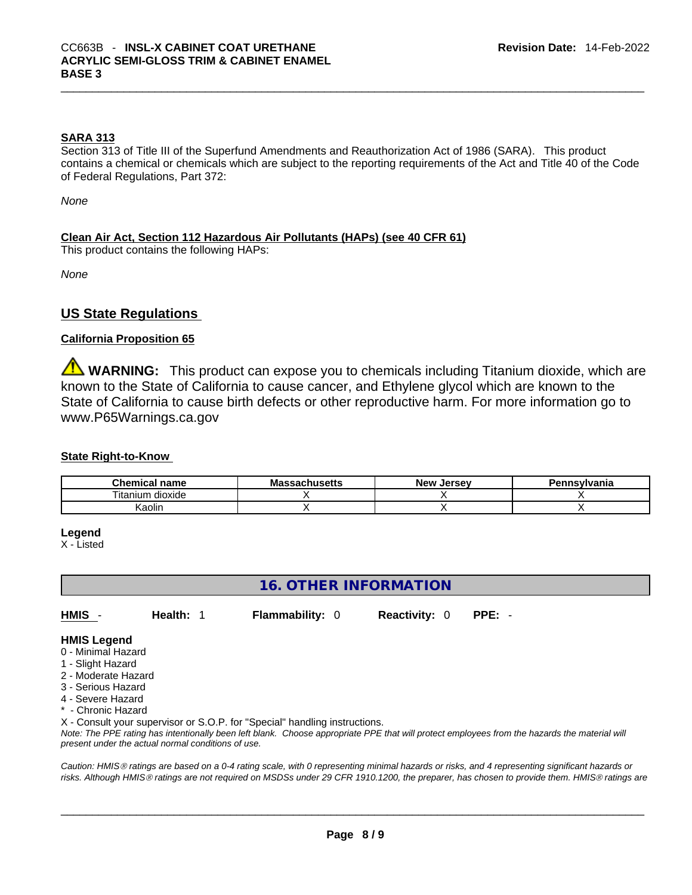#### SARA 313

Section 313 of Title III of the Superfund Amendments and Reauthorization Act of 1986 (SARA). This product contains a chemical or chemicals which are subject to the reporting requirements of the Act and Title 40 of the Code of Federal Regulations, Part 372:

*None*

#### Clean Air Act, Section 112 Hazardous Air Pollutants (HAPs) (see 40 CFR 61)

This product contains the following HAPs:

*None*

## US State Regulations

#### California Proposition 65

**WARNING:** This product can expose you to chemicals including Titanium dioxide, which are known to the State of California to cause cancer, and Ethylene glycol which are known to the State of California to cause birth defects or other reproductive harm. For more information go to www.P65Warnings.ca.gov

#### State Right-to-Know

| Chemical name | Massachusetts | New Jersey | Pennsylvania |
|---|---|---|---|
| Titanium dioxide | X | X | X |
| Kaolin | X | X | X |

**Legend**
X - Listed

## 16. OTHER INFORMATION

| HMIS - | Health: 1 | Flammability: 0 | Reactivity: 0 | PPE: - |
|---|---|---|---|---|

**HMIS Legend**
0 - Minimal Hazard
1 - Slight Hazard
2 - Moderate Hazard
3 - Serious Hazard
4 - Severe Hazard
* - Chronic Hazard
X - Consult your supervisor or S.O.P. for "Special" handling instructions.

*Note: The PPE rating has intentionally been left blank. Choose appropriate PPE that will protect employees from the hazards the material will present under the actual normal conditions of use.*

*Caution: HMIS® ratings are based on a 0-4 rating scale, with 0 representing minimal hazards or risks, and 4 representing significant hazards or risks. Although HMIS® ratings are not required on MSDSs under 29 CFR 1910.1200, the preparer, has chosen to provide them. HMIS® ratings are*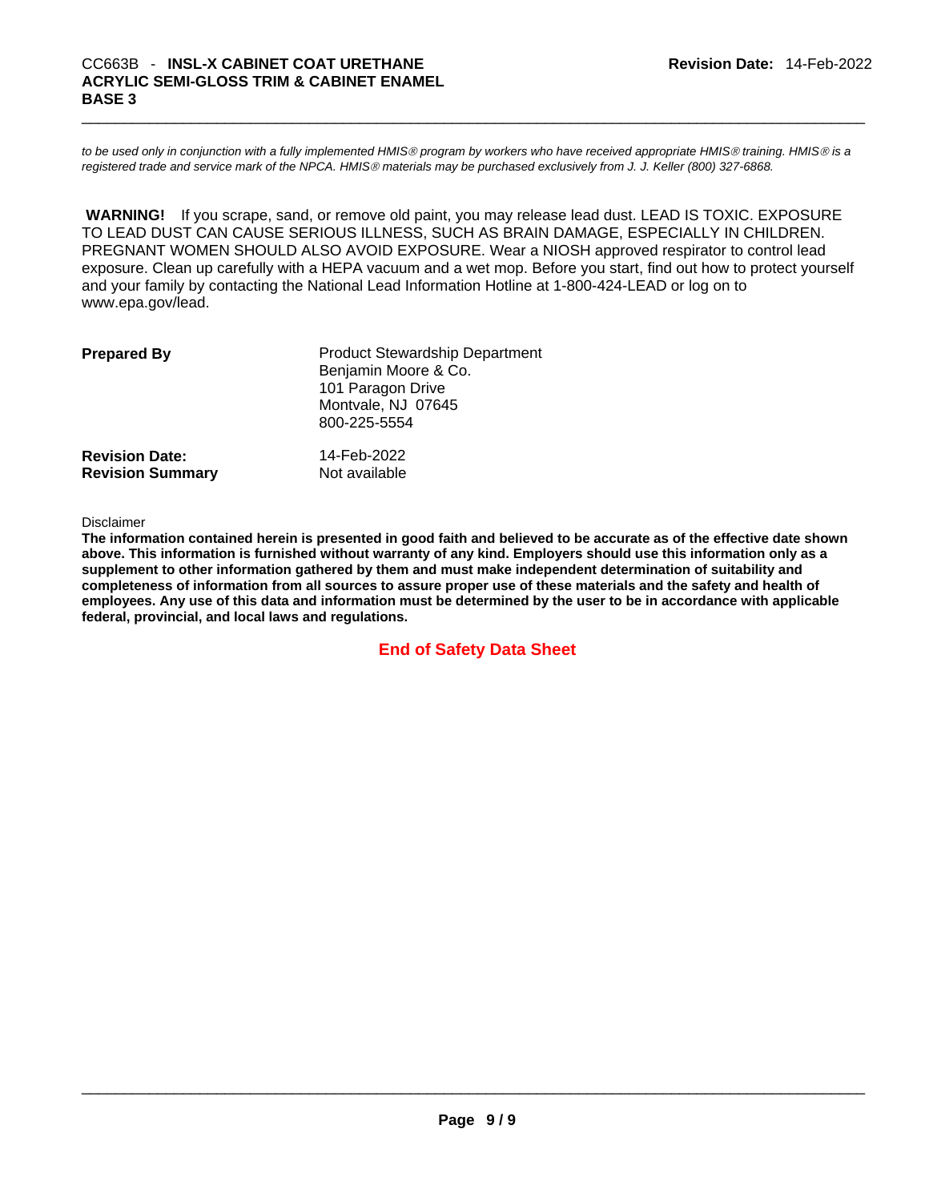*to be used only in conjunction with a fully implemented HMIS® program by workers who have received appropriate HMIS® training. HMIS® is a registered trade and service mark of the NPCA. HMIS® materials may be purchased exclusively from J. J. Keller (800) 327-6868.*

**WARNING!** If you scrape, sand, or remove old paint, you may release lead dust. LEAD IS TOXIC. EXPOSURE TO LEAD DUST CAN CAUSE SERIOUS ILLNESS, SUCH AS BRAIN DAMAGE, ESPECIALLY IN CHILDREN. PREGNANT WOMEN SHOULD ALSO AVOID EXPOSURE. Wear a NIOSH approved respirator to control lead exposure. Clean up carefully with a HEPA vacuum and a wet mop. Before you start, find out how to protect yourself and your family by contacting the National Lead Information Hotline at 1-800-424-LEAD or log on to www.epa.gov/lead.

| | |
|---|---|
| **Prepared By** | Product Stewardship Department<br>Benjamin Moore & Co.<br>101 Paragon Drive<br>Montvale, NJ 07645<br>800-225-5554 |
| **Revision Date:** | 14-Feb-2022 |
| **Revision Summary** | Not available |

Disclaimer

**The information contained herein is presented in good faith and believed to be accurate as of the effective date shown above. This information is furnished without warranty of any kind. Employers should use this information only as a supplement to other information gathered by them and must make independent determination of suitability and completeness of information from all sources to assure proper use of these materials and the safety and health of employees. Any use of this data and information must be determined by the user to be in accordance with applicable federal, provincial, and local laws and regulations.**

**End of Safety Data Sheet**